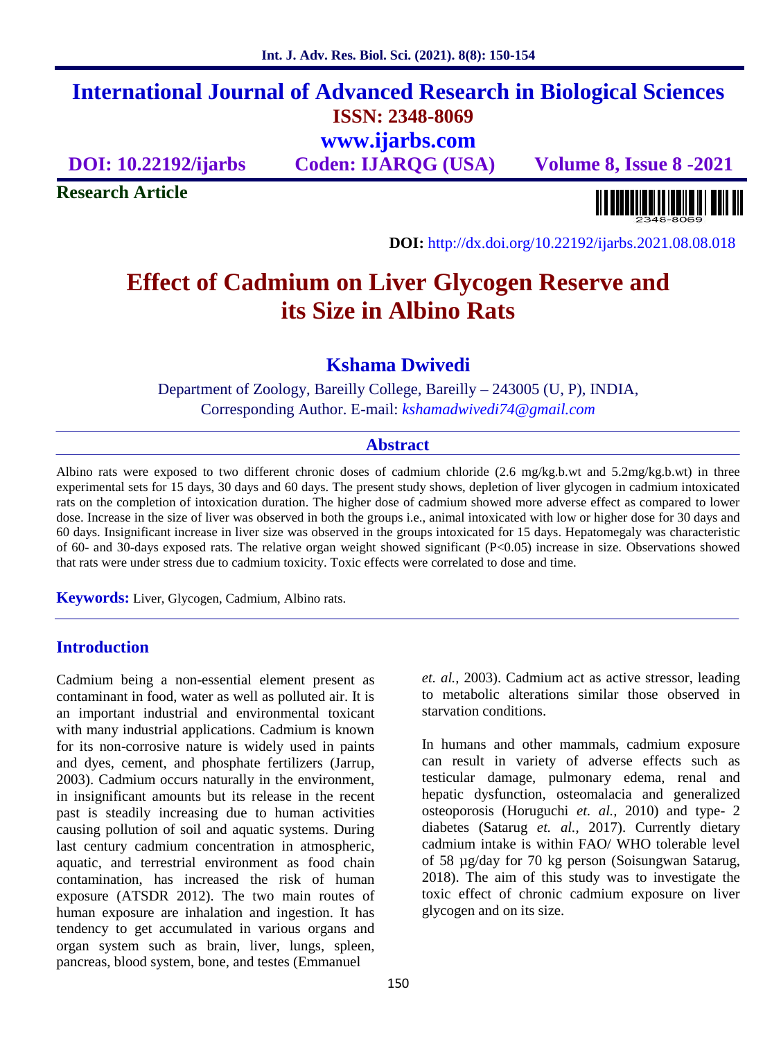# International Journal of Advanced Research in Biological Sciences

**ISSN: 2348-8069**

**www.ijarbs.com**

**DOI: 10.22192/ijarbs** **Coden: IJARQG (USA)** **Volume 8, Issue 8 -2021**

**Research Article**

**DOI:** http://dx.doi.org/10.22192/ijarbs.2021.08.08.018

# Effect of Cadmium on Liver Glycogen Reserve and its Size in Albino Rats

## Kshama Dwivedi

Department of Zoology, Bareilly College, Bareilly – 243005 (U, P), INDIA,
Corresponding Author. E-mail: *kshamadwivedi74@gmail.com*

## Abstract

Albino rats were exposed to two different chronic doses of cadmium chloride (2.6 mg/kg.b.wt and 5.2mg/kg.b.wt) in three experimental sets for 15 days, 30 days and 60 days. The present study shows, depletion of liver glycogen in cadmium intoxicated rats on the completion of intoxication duration. The higher dose of cadmium showed more adverse effect as compared to lower dose. Increase in the size of liver was observed in both the groups i.e., animal intoxicated with low or higher dose for 30 days and 60 days. Insignificant increase in liver size was observed in the groups intoxicated for 15 days. Hepatomegaly was characteristic of 60- and 30-days exposed rats. The relative organ weight showed significant ($P<0.05$) increase in size. Observations showed that rats were under stress due to cadmium toxicity. Toxic effects were correlated to dose and time.

**Keywords:** Liver, Glycogen, Cadmium, Albino rats.

## Introduction

Cadmium being a non-essential element present as contaminant in food, water as well as polluted air. It is an important industrial and environmental toxicant with many industrial applications. Cadmium is known for its non-corrosive nature is widely used in paints and dyes, cement, and phosphate fertilizers (Jarrup, 2003). Cadmium occurs naturally in the environment, in insignificant amounts but its release in the recent past is steadily increasing due to human activities causing pollution of soil and aquatic systems. During last century cadmium concentration in atmospheric, aquatic, and terrestrial environment as food chain contamination, has increased the risk of human exposure (ATSDR 2012). The two main routes of human exposure are inhalation and ingestion. It has tendency to get accumulated in various organs and organ system such as brain, liver, lungs, spleen, pancreas, blood system, bone, and testes (Emmanuel *et. al.,* 2003). Cadmium act as active stressor, leading to metabolic alterations similar those observed in starvation conditions.

In humans and other mammals, cadmium exposure can result in variety of adverse effects such as testicular damage, pulmonary edema, renal and hepatic dysfunction, osteomalacia and generalized osteoporosis (Horuguchi *et. al.,* 2010) and type- 2 diabetes (Satarug *et. al.,* 2017). Currently dietary cadmium intake is within FAO/ WHO tolerable level of 58 µg/day for 70 kg person (Soisungwan Satarug, 2018). The aim of this study was to investigate the toxic effect of chronic cadmium exposure on liver glycogen and on its size.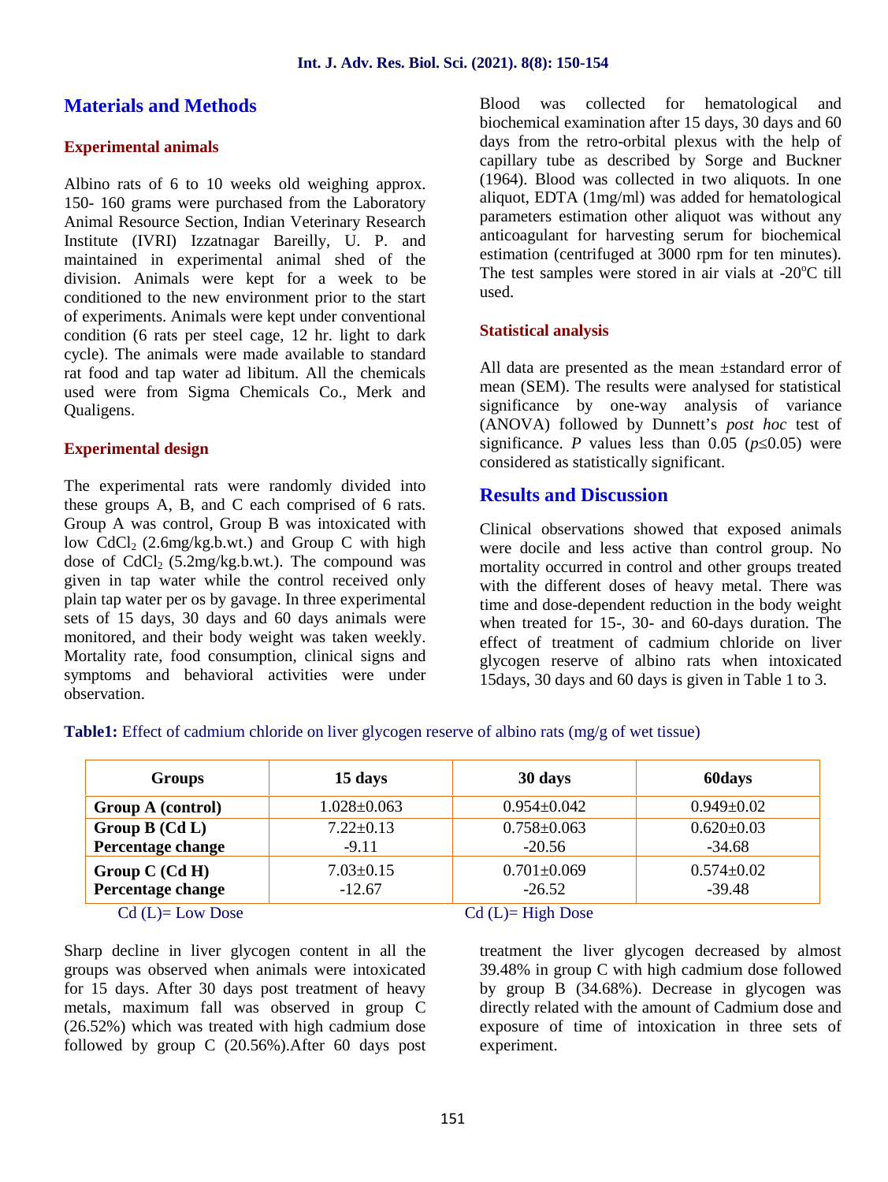## Materials and Methods

### Experimental animals

Albino rats of 6 to 10 weeks old weighing approx. 150- 160 grams were purchased from the Laboratory Animal Resource Section, Indian Veterinary Research Institute (IVRI) Izzatnagar Bareilly, U. P. and maintained in experimental animal shed of the division. Animals were kept for a week to be conditioned to the new environment prior to the start of experiments. Animals were kept under conventional condition (6 rats per steel cage, 12 hr. light to dark cycle). The animals were made available to standard rat food and tap water ad libitum. All the chemicals used were from Sigma Chemicals Co., Merk and Qualigens.

### Experimental design

The experimental rats were randomly divided into these groups A, B, and C each comprised of 6 rats. Group A was control, Group B was intoxicated with low $CdCl_2$ (2.6mg/kg.b.wt.) and Group C with high dose of $CdCl_2$ (5.2mg/kg.b.wt.). The compound was given in tap water while the control received only plain tap water per os by gavage. In three experimental sets of 15 days, 30 days and 60 days animals were monitored, and their body weight was taken weekly. Mortality rate, food consumption, clinical signs and symptoms and behavioral activities were under observation.

Blood was collected for hematological and biochemical examination after 15 days, 30 days and 60 days from the retro-orbital plexus with the help of capillary tube as described by Sorge and Buckner (1964). Blood was collected in two aliquots. In one aliquot, EDTA (1mg/ml) was added for hematological parameters estimation other aliquot was without any anticoagulant for harvesting serum for biochemical estimation (centrifuged at 3000 rpm for ten minutes). The test samples were stored in air vials at -20°C till used.

### Statistical analysis

All data are presented as the mean ±standard error of mean (SEM). The results were analysed for statistical significance by one-way analysis of variance (ANOVA) followed by Dunnett's *post hoc* test of significance. *P* values less than 0.05 ($p \leq 0.05$) were considered as statistically significant.

## Results and Discussion

Clinical observations showed that exposed animals were docile and less active than control group. No mortality occurred in control and other groups treated with the different doses of heavy metal. There was time and dose-dependent reduction in the body weight when treated for 15-, 30- and 60-days duration. The effect of treatment of cadmium chloride on liver glycogen reserve of albino rats when intoxicated 15days, 30 days and 60 days is given in Table 1 to 3.

**Table1:** Effect of cadmium chloride on liver glycogen reserve of albino rats (mg/g of wet tissue)

| Groups | 15 days | 30 days | 60days |
|---|---|---|---|
| **Group A (control)** | 1.028±0.063 | 0.954±0.042 | 0.949±0.02 |
| **Group B (Cd L)**<br>**Percentage change** | 7.22±0.13<br>-9.11 | 0.758±0.063<br>-20.56 | 0.620±0.03<br>-34.68 |
| **Group C (Cd H)**<br>**Percentage change** | 7.03±0.15<br>-12.67 | 0.701±0.069<br>-26.52 | 0.574±0.02<br>-39.48 |

Cd (L)= Low Dose Cd (L)= High Dose

Sharp decline in liver glycogen content in all the groups was observed when animals were intoxicated for 15 days. After 30 days post treatment of heavy metals, maximum fall was observed in group C (26.52%) which was treated with high cadmium dose followed by group C (20.56%).After 60 days post treatment the liver glycogen decreased by almost 39.48% in group C with high cadmium dose followed by group B (34.68%). Decrease in glycogen was directly related with the amount of Cadmium dose and exposure of time of intoxication in three sets of experiment.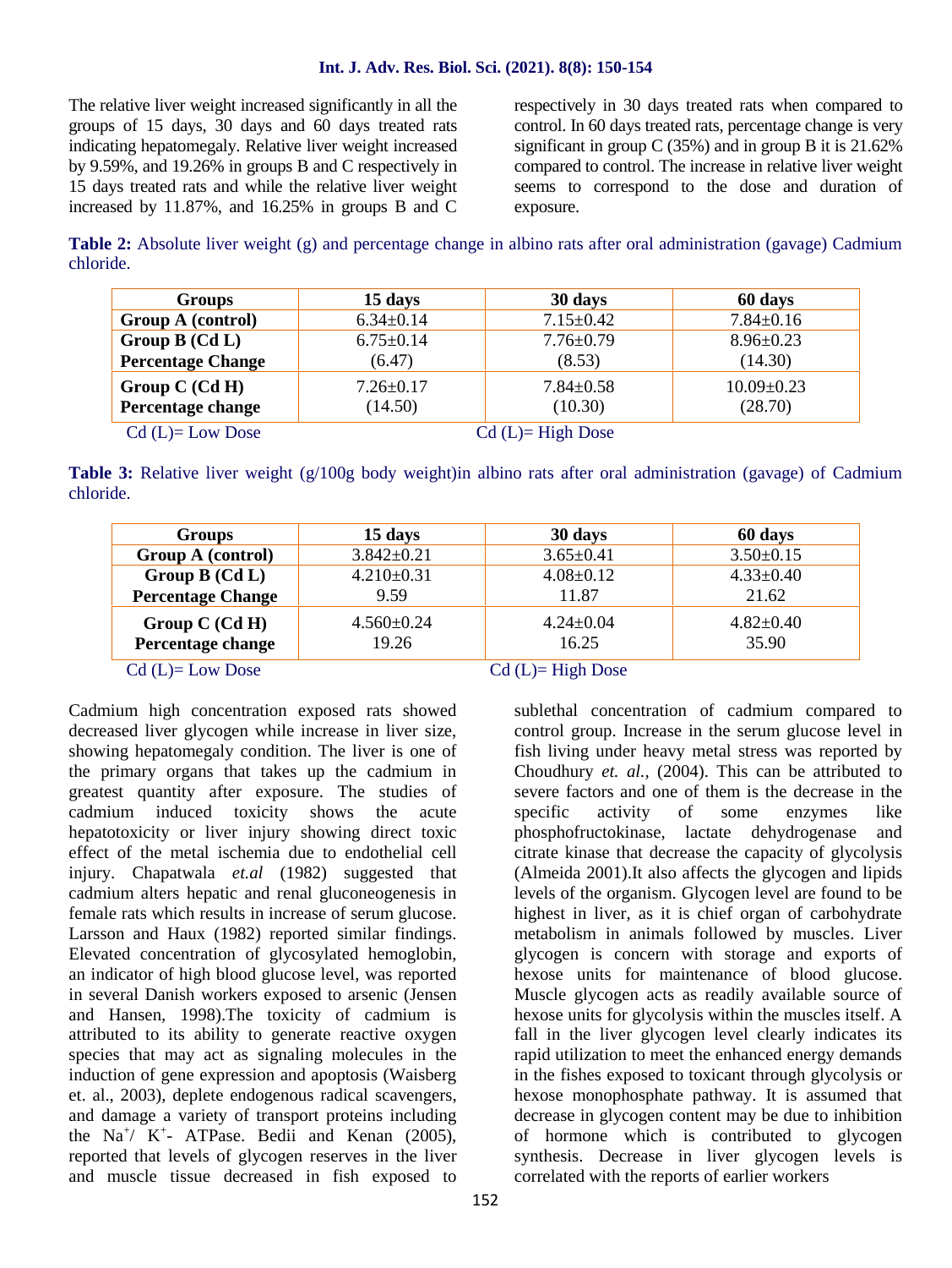The relative liver weight increased significantly in all the groups of 15 days, 30 days and 60 days treated rats indicating hepatomegaly. Relative liver weight increased by 9.59%, and 19.26% in groups B and C respectively in 15 days treated rats and while the relative liver weight increased by 11.87%, and 16.25% in groups B and C respectively in 30 days treated rats when compared to control. In 60 days treated rats, percentage change is very significant in group C (35%) and in group B it is 21.62% compared to control. The increase in relative liver weight seems to correspond to the dose and duration of exposure.

**Table 2:** Absolute liver weight (g) and percentage change in albino rats after oral administration (gavage) Cadmium chloride.

| Groups | 15 days | 30 days | 60 days |
|---|---|---|---|
| **Group A (control)** | 6.34±0.14 | 7.15±0.42 | 7.84±0.16 |
| **Group B (Cd L)**<br>**Percentage Change** | 6.75±0.14<br>(6.47) | 7.76±0.79<br>(8.53) | 8.96±0.23<br>(14.30) |
| **Group C (Cd H)**<br>**Percentage change** | 7.26±0.17<br>(14.50) | 7.84±0.58<br>(10.30) | 10.09±0.23<br>(28.70) |

Cd (L)= Low Dose Cd (L)= High Dose

**Table 3:** Relative liver weight (g/100g body weight)in albino rats after oral administration (gavage) of Cadmium chloride.

| Groups | 15 days | 30 days | 60 days |
|---|---|---|---|
| **Group A (control)** | 3.842±0.21 | 3.65±0.41 | 3.50±0.15 |
| **Group B (Cd L)**<br>**Percentage Change** | 4.210±0.31<br>9.59 | 4.08±0.12<br>11.87 | 4.33±0.40<br>21.62 |
| **Group C (Cd H)**<br>**Percentage change** | 4.560±0.24<br>19.26 | 4.24±0.04<br>16.25 | 4.82±0.40<br>35.90 |

Cd (L)= Low Dose Cd (L)= High Dose

Cadmium high concentration exposed rats showed decreased liver glycogen while increase in liver size, showing hepatomegaly condition. The liver is one of the primary organs that takes up the cadmium in greatest quantity after exposure. The studies of cadmium induced toxicity shows the acute hepatotoxicity or liver injury showing direct toxic effect of the metal ischemia due to endothelial cell injury. Chapatwala *et.al* (1982) suggested that cadmium alters hepatic and renal gluconeogenesis in female rats which results in increase of serum glucose. Larsson and Haux (1982) reported similar findings. Elevated concentration of glycosylated hemoglobin, an indicator of high blood glucose level, was reported in several Danish workers exposed to arsenic (Jensen and Hansen, 1998).The toxicity of cadmium is attributed to its ability to generate reactive oxygen species that may act as signaling molecules in the induction of gene expression and apoptosis (Waisberg et. al., 2003), deplete endogenous radical scavengers, and damage a variety of transport proteins including the $Na^+$/ $K^+$- ATPase. Bedii and Kenan (2005), reported that levels of glycogen reserves in the liver and muscle tissue decreased in fish exposed to sublethal concentration of cadmium compared to control group. Increase in the serum glucose level in fish living under heavy metal stress was reported by Choudhury *et. al.*, (2004). This can be attributed to severe factors and one of them is the decrease in the specific activity of some enzymes like phosphofructokinase, lactate dehydrogenase and citrate kinase that decrease the capacity of glycolysis (Almeida 2001).It also affects the glycogen and lipids levels of the organism. Glycogen level are found to be highest in liver, as it is chief organ of carbohydrate metabolism in animals followed by muscles. Liver glycogen is concern with storage and exports of hexose units for maintenance of blood glucose. Muscle glycogen acts as readily available source of hexose units for glycolysis within the muscles itself. A fall in the liver glycogen level clearly indicates its rapid utilization to meet the enhanced energy demands in the fishes exposed to toxicant through glycolysis or hexose monophosphate pathway. It is assumed that decrease in glycogen content may be due to inhibition of hormone which is contributed to glycogen synthesis. Decrease in liver glycogen levels is correlated with the reports of earlier workers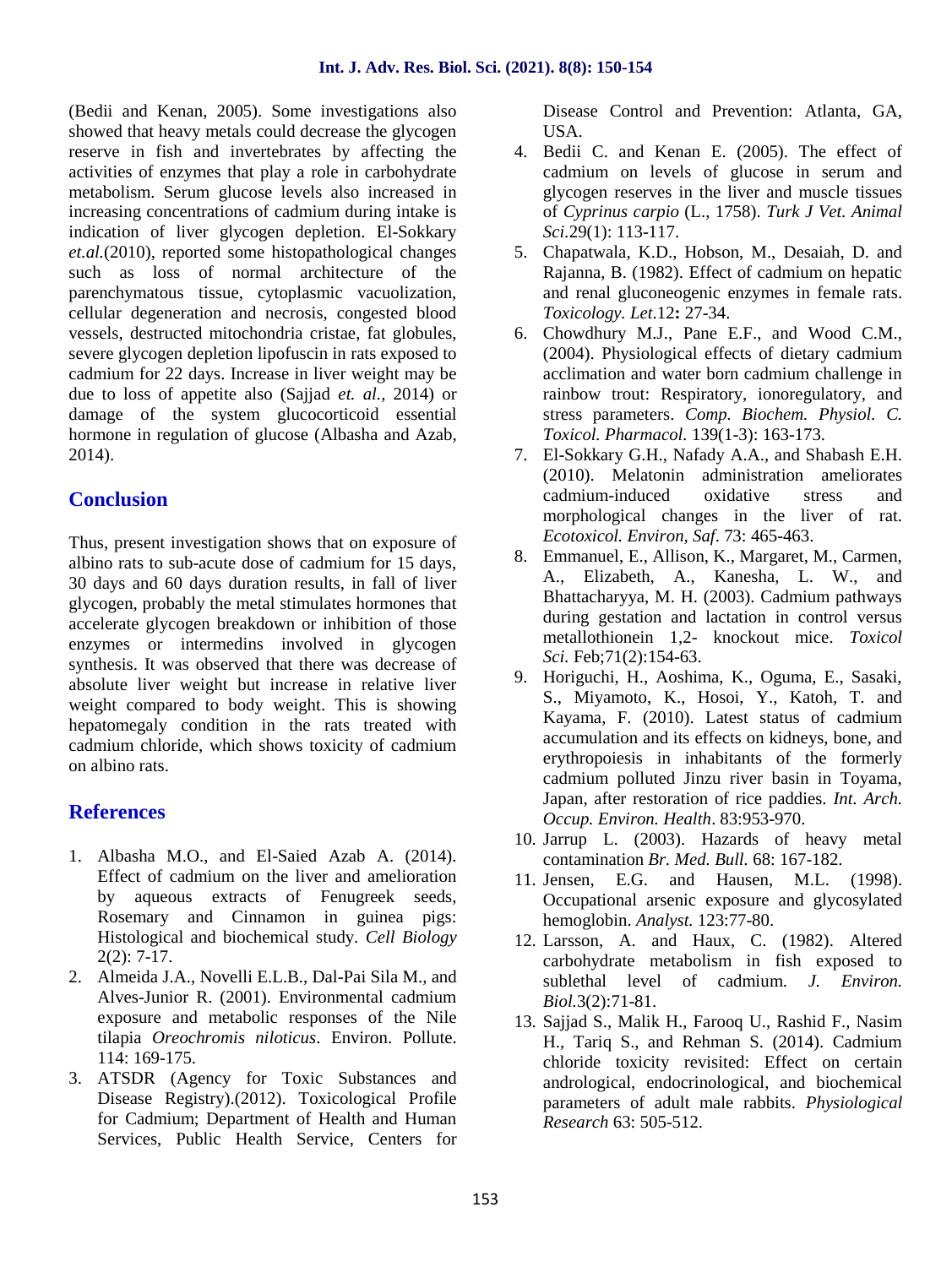(Bedii and Kenan, 2005). Some investigations also showed that heavy metals could decrease the glycogen reserve in fish and invertebrates by affecting the activities of enzymes that play a role in carbohydrate metabolism. Serum glucose levels also increased in increasing concentrations of cadmium during intake is indication of liver glycogen depletion. El-Sokkary *et.al.*(2010), reported some histopathological changes such as loss of normal architecture of the parenchymatous tissue, cytoplasmic vacuolization, cellular degeneration and necrosis, congested blood vessels, destructed mitochondria cristae, fat globules, severe glycogen depletion lipofuscin in rats exposed to cadmium for 22 days. Increase in liver weight may be due to loss of appetite also (Sajjad *et. al.,* 2014) or damage of the system glucocorticoid essential hormone in regulation of glucose (Albasha and Azab, 2014).

## Conclusion

Thus, present investigation shows that on exposure of albino rats to sub-acute dose of cadmium for 15 days, 30 days and 60 days duration results, in fall of liver glycogen, probably the metal stimulates hormones that accelerate glycogen breakdown or inhibition of those enzymes or intermedins involved in glycogen synthesis. It was observed that there was decrease of absolute liver weight but increase in relative liver weight compared to body weight. This is showing hepatomegaly condition in the rats treated with cadmium chloride, which shows toxicity of cadmium on albino rats.

## References

1. Albasha M.O., and El-Saied Azab A. (2014). Effect of cadmium on the liver and amelioration by aqueous extracts of Fenugreek seeds, Rosemary and Cinnamon in guinea pigs: Histological and biochemical study. *Cell Biology* 2(2): 7-17.
2. Almeida J.A., Novelli E.L.B., Dal-Pai Sila M., and Alves-Junior R. (2001). Environmental cadmium exposure and metabolic responses of the Nile tilapia *Oreochromis niloticus*. Environ. Pollute. 114: 169-175.
3. ATSDR (Agency for Toxic Substances and Disease Registry).(2012). Toxicological Profile for Cadmium; Department of Health and Human Services, Public Health Service, Centers for Disease Control and Prevention: Atlanta, GA, USA.
4. Bedii C. and Kenan E. (2005). The effect of cadmium on levels of glucose in serum and glycogen reserves in the liver and muscle tissues of *Cyprinus carpio* (L., 1758). *Turk J Vet. Animal Sci*.29(1): 113-117.
5. Chapatwala, K.D., Hobson, M., Desaiah, D. and Rajanna, B. (1982). Effect of cadmium on hepatic and renal gluconeogenic enzymes in female rats. *Toxicology. Let.*12**:** 27-34.
6. Chowdhury M.J., Pane E.F., and Wood C.M., (2004). Physiological effects of dietary cadmium acclimation and water born cadmium challenge in rainbow trout: Respiratory, ionoregulatory, and stress parameters. *Comp. Biochem. Physiol. C. Toxicol. Pharmacol.* 139(1-3): 163-173.
7. El-Sokkary G.H., Nafady A.A., and Shabash E.H. (2010). Melatonin administration ameliorates cadmium-induced oxidative stress and morphological changes in the liver of rat. *Ecotoxicol. Environ, Saf*. 73: 465-463.
8. Emmanuel, E., Allison, K., Margaret, M., Carmen, A., Elizabeth, A., Kanesha, L. W., and Bhattacharyya, M. H. (2003). Cadmium pathways during gestation and lactation in control versus metallothionein 1,2- knockout mice. *Toxicol Sci.* Feb;71(2):154-63.
9. Horiguchi, H., Aoshima, K., Oguma, E., Sasaki, S., Miyamoto, K., Hosoi, Y., Katoh, T. and Kayama, F. (2010). Latest status of cadmium accumulation and its effects on kidneys, bone, and erythropoiesis in inhabitants of the formerly cadmium polluted Jinzu river basin in Toyama, Japan, after restoration of rice paddies. *Int. Arch. Occup. Environ. Health*. 83:953-970.
10. Jarrup L. (2003). Hazards of heavy metal contamination *Br. Med. Bull.* 68: 167-182.
11. Jensen, E.G. and Hausen, M.L. (1998). Occupational arsenic exposure and glycosylated hemoglobin. *Analyst.* 123:77-80.
12. Larsson, A. and Haux, C. (1982). Altered carbohydrate metabolism in fish exposed to sublethal level of cadmium. *J. Environ. Biol.*3(2):71-81.
13. Sajjad S., Malik H., Farooq U., Rashid F., Nasim H., Tariq S., and Rehman S. (2014). Cadmium chloride toxicity revisited: Effect on certain andrological, endocrinological, and biochemical parameters of adult male rabbits. *Physiological Research* 63: 505-512.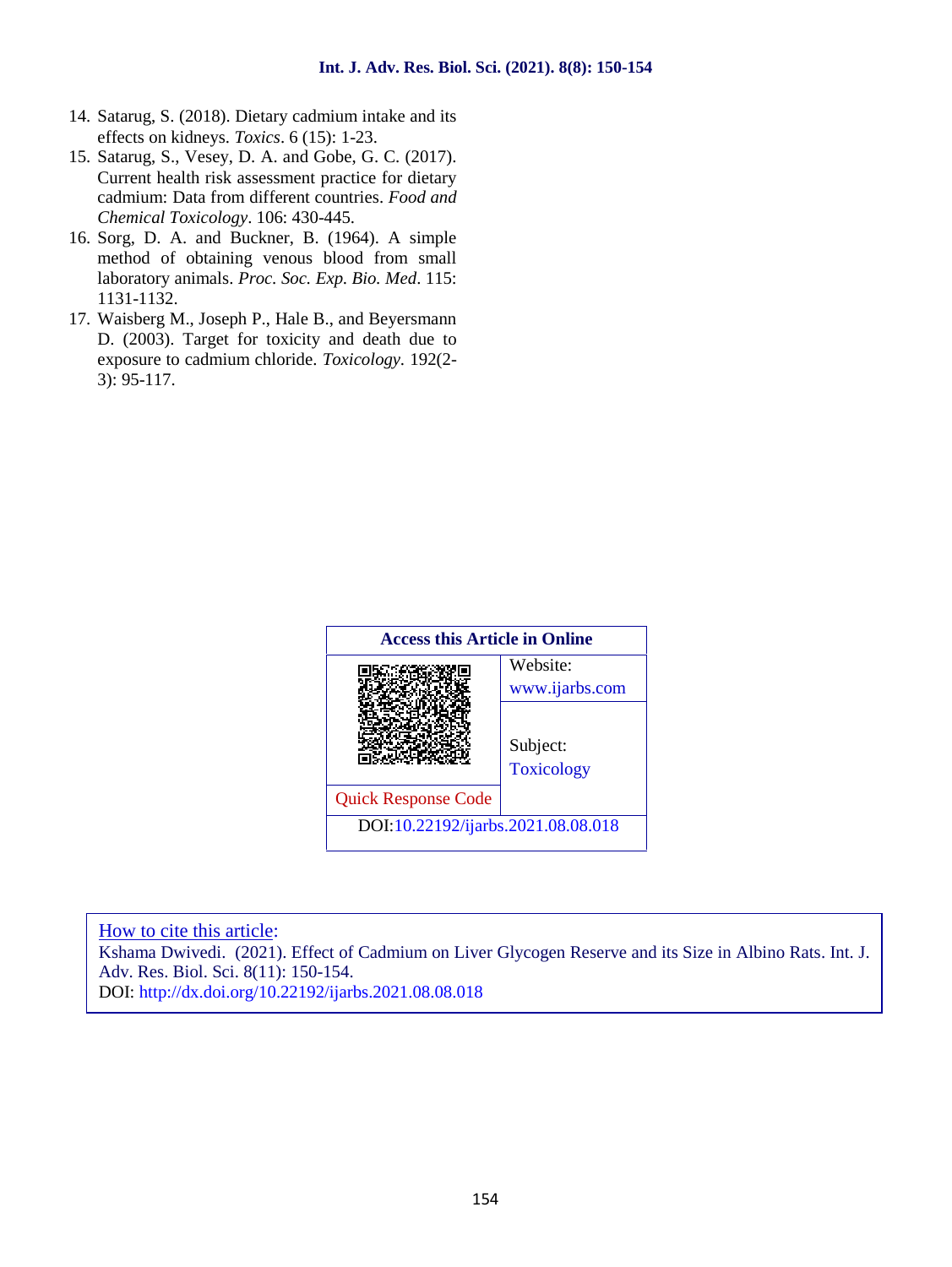14. Satarug, S. (2018). Dietary cadmium intake and its effects on kidneys. *Toxics*. 6 (15): 1-23.
15. Satarug, S., Vesey, D. A. and Gobe, G. C. (2017). Current health risk assessment practice for dietary cadmium: Data from different countries. *Food and Chemical Toxicology*. 106: 430-445.
16. Sorg, D. A. and Buckner, B. (1964). A simple method of obtaining venous blood from small laboratory animals. *Proc. Soc. Exp. Bio. Med*. 115: 1131-1132.
17. Waisberg M., Joseph P., Hale B., and Beyersmann D. (2003). Target for toxicity and death due to exposure to cadmium chloride. *Toxicology*. 192(2-3): 95-117.

| Access this Article in Online | |
|---|---|
| | Website: www.ijarbs.com |
| Quick Response Code | Subject: Toxicology |
| DOI:10.22192/ijarbs.2021.08.08.018 | |

How to cite this article:
Kshama Dwivedi. (2021). Effect of Cadmium on Liver Glycogen Reserve and its Size in Albino Rats. Int. J. Adv. Res. Biol. Sci. 8(11): 150-154.
DOI: http://dx.doi.org/10.22192/ijarbs.2021.08.08.018